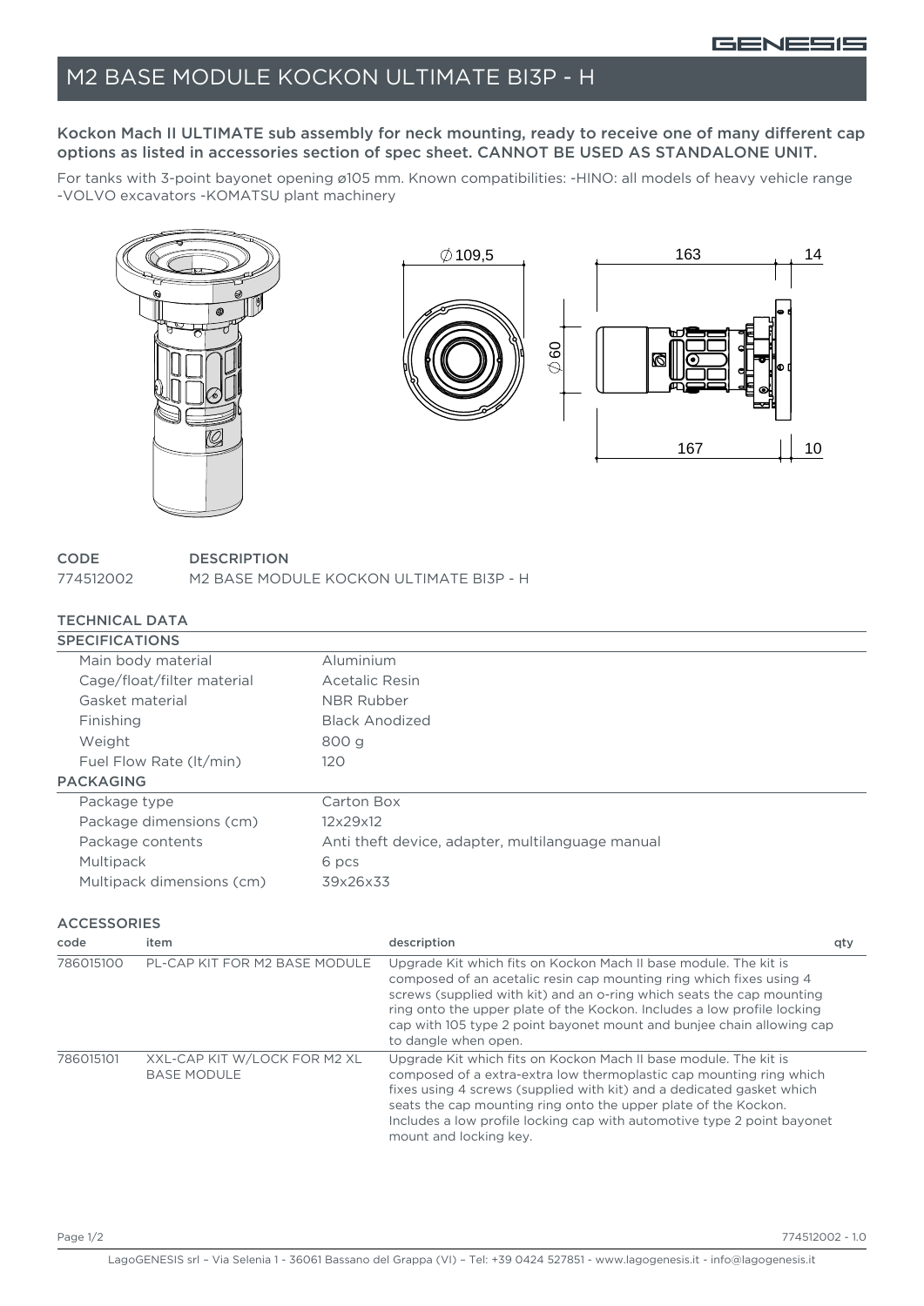# M2 BASE MODULE KOCKON ULTIMATE BI3P - H

**Kockon Mach II ULTIMATE sub assembly for neck mounting, ready to receive one of many different cap options as listed in accessories section of spec sheet. CANNOT BE USED AS STANDALONE UNIT.**

For tanks with 3-point bayonet opening ø105 mm. Known compatibilities: -HINO: all models of heavy vehicle range -VOLVO excavators -KOMATSU plant machinery

| CODE | DESCRIPTION |
|---|---|
| 774512002 | M2 BASE MODULE KOCKON ULTIMATE BI3P - H |

## TECHNICAL DATA

### SPECIFICATIONS

| | |
|---|---|
| Main body material | Aluminium |
| Cage/float/filter material | Acetalic Resin |
| Gasket material | NBR Rubber |
| Finishing | Black Anodized |
| Weight | 800 g |
| Fuel Flow Rate (lt/min) | 120 |

### PACKAGING

| | |
|---|---|
| Package type | Carton Box |
| Package dimensions (cm) | 12x29x12 |
| Package contents | Anti theft device, adapter, multilanguage manual |
| Multipack | 6 pcs |
| Multipack dimensions (cm) | 39x26x33 |

## ACCESSORIES

| code | item | description | qty |
|---|---|---|---|
| 786015100 | PL-CAP KIT FOR M2 BASE MODULE | Upgrade Kit which fits on Kockon Mach II base module. The kit is composed of an acetalic resin cap mounting ring which fixes using 4 screws (supplied with kit) and an o-ring which seats the cap mounting ring onto the upper plate of the Kockon. Includes a low profile locking cap with 105 type 2 point bayonet mount and bunjee chain allowing cap to dangle when open. | |
| 786015101 | XXL-CAP KIT W/LOCK FOR M2 XL BASE MODULE | Upgrade Kit which fits on Kockon Mach II base module. The kit is composed of a extra-extra low thermoplastic cap mounting ring which fixes using 4 screws (supplied with kit) and a dedicated gasket which seats the cap mounting ring onto the upper plate of the Kockon. Includes a low profile locking cap with automotive type 2 point bayonet mount and locking key. | |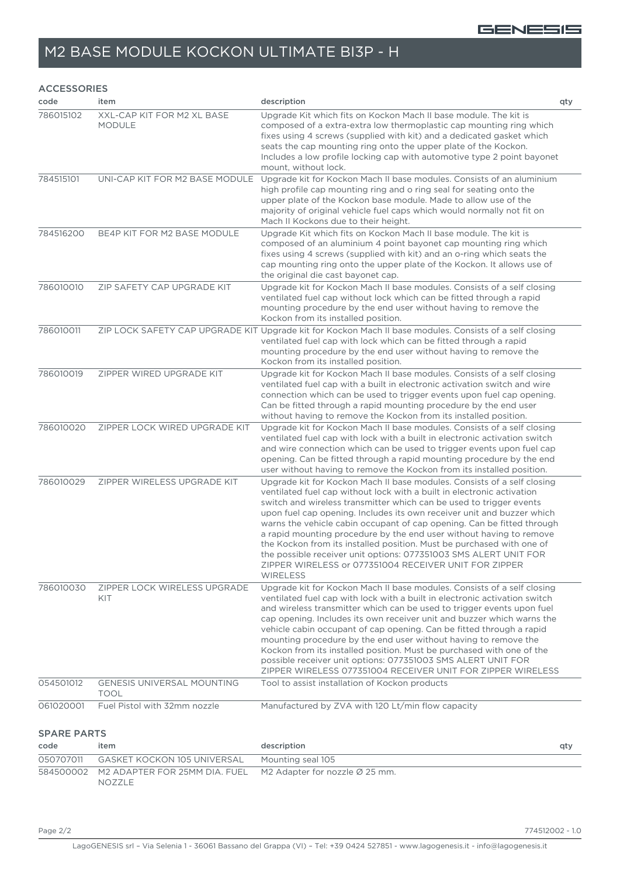# M2 BASE MODULE KOCKON ULTIMATE BI3P - H

## ACCESSORIES

| code | item | description | qty |
|---|---|---|---|
| 786015102 | XXL-CAP KIT FOR M2 XL BASE MODULE | Upgrade Kit which fits on Kockon Mach II base module. The kit is composed of a extra-extra low thermoplastic cap mounting ring which fixes using 4 screws (supplied with kit) and a dedicated gasket which seats the cap mounting ring onto the upper plate of the Kockon. Includes a low profile locking cap with automotive type 2 point bayonet mount, without lock. | |
| 784515101 | UNI-CAP KIT FOR M2 BASE MODULE | Upgrade kit for Kockon Mach II base modules. Consists of an aluminium high profile cap mounting ring and o ring seal for seating onto the upper plate of the Kockon base module. Made to allow use of the majority of original vehicle fuel caps which would normally not fit on Mach II Kockons due to their height. | |
| 784516200 | BE4P KIT FOR M2 BASE MODULE | Upgrade Kit which fits on Kockon Mach II base module. The kit is composed of an aluminium 4 point bayonet cap mounting ring which fixes using 4 screws (supplied with kit) and an o-ring which seats the cap mounting ring onto the upper plate of the Kockon. It allows use of the original die cast bayonet cap. | |
| 786010010 | ZIP SAFETY CAP UPGRADE KIT | Upgrade kit for Kockon Mach II base modules. Consists of a self closing ventilated fuel cap without lock which can be fitted through a rapid mounting procedure by the end user without having to remove the Kockon from its installed position. | |
| 786010011 | ZIP LOCK SAFETY CAP UPGRADE KIT | Upgrade kit for Kockon Mach II base modules. Consists of a self closing ventilated fuel cap with lock which can be fitted through a rapid mounting procedure by the end user without having to remove the Kockon from its installed position. | |
| 786010019 | ZIPPER WIRED UPGRADE KIT | Upgrade kit for Kockon Mach II base modules. Consists of a self closing ventilated fuel cap with a built in electronic activation switch and wire connection which can be used to trigger events upon fuel cap opening. Can be fitted through a rapid mounting procedure by the end user without having to remove the Kockon from its installed position. | |
| 786010020 | ZIPPER LOCK WIRED UPGRADE KIT | Upgrade kit for Kockon Mach II base modules. Consists of a self closing ventilated fuel cap with lock with a built in electronic activation switch and wire connection which can be used to trigger events upon fuel cap opening. Can be fitted through a rapid mounting procedure by the end user without having to remove the Kockon from its installed position. | |
| 786010029 | ZIPPER WIRELESS UPGRADE KIT | Upgrade kit for Kockon Mach II base modules. Consists of a self closing ventilated fuel cap without lock with a built in electronic activation switch and wireless transmitter which can be used to trigger events upon fuel cap opening. Includes its own receiver unit and buzzer which warns the vehicle cabin occupant of cap opening. Can be fitted through a rapid mounting procedure by the end user without having to remove the Kockon from its installed position. Must be purchased with one of the possible receiver unit options: 077351003 SMS ALERT UNIT FOR ZIPPER WIRELESS or 077351004 RECEIVER UNIT FOR ZIPPER WIRELESS | |
| 786010030 | ZIPPER LOCK WIRELESS UPGRADE KIT | Upgrade kit for Kockon Mach II base modules. Consists of a self closing ventilated fuel cap with lock with a built in electronic activation switch and wireless transmitter which can be used to trigger events upon fuel cap opening. Includes its own receiver unit and buzzer which warns the vehicle cabin occupant of cap opening. Can be fitted through a rapid mounting procedure by the end user without having to remove the Kockon from its installed position. Must be purchased with one of the possible receiver unit options: 077351003 SMS ALERT UNIT FOR ZIPPER WIRELESS 077351004 RECEIVER UNIT FOR ZIPPER WIRELESS | |
| 054501012 | GENESIS UNIVERSAL MOUNTING TOOL | Tool to assist installation of Kockon products | |
| 061020001 | Fuel Pistol with 32mm nozzle | Manufactured by ZVA with 120 Lt/min flow capacity | |

## SPARE PARTS

| code | item | description | qty |
|---|---|---|---|
| 050707011 | GASKET KOCKON 105 UNIVERSAL | Mounting seal 105 | |
| 584500002 | M2 ADAPTER FOR 25MM DIA. FUEL NOZZLE | M2 Adapter for nozzle Ø 25 mm. | |

774512002 - 1.0

LagoGENESIS srl – Via Selenia 1 - 36061 Bassano del Grappa (VI) – Tel: +39 0424 527851 - www.lagogenesis.it - info@lagogenesis.it